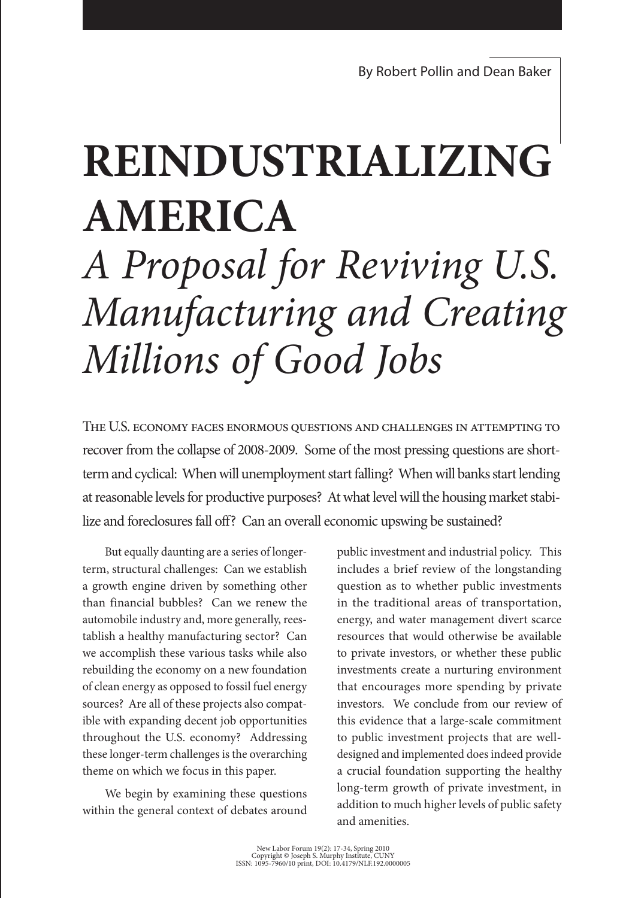By Robert Pollin and Dean Baker

# REINDUSTRIALIZING AMERICA

## *A Proposal for Reviving U.S. Manufacturing and Creating Millions of Good Jobs*

The U.S. economy faces enormous questions and challenges in attempting to recover from the collapse of 2008-2009. Some of the most pressing questions are short-term and cyclical: When will unemployment start falling? When will banks start lending at reasonable levels for productive purposes? At what level will the housing market stabilize and foreclosures fall off? Can an overall economic upswing be sustained?

But equally daunting are a series of longer-term, structural challenges: Can we establish a growth engine driven by something other than financial bubbles? Can we renew the automobile industry and, more generally, reestablish a healthy manufacturing sector? Can we accomplish these various tasks while also rebuilding the economy on a new foundation of clean energy as opposed to fossil fuel energy sources? Are all of these projects also compatible with expanding decent job opportunities throughout the U.S. economy? Addressing these longer-term challenges is the overarching theme on which we focus in this paper.

We begin by examining these questions within the general context of debates around public investment and industrial policy. This includes a brief review of the longstanding question as to whether public investments in the traditional areas of transportation, energy, and water management divert scarce resources that would otherwise be available to private investors, or whether these public investments create a nurturing environment that encourages more spending by private investors. We conclude from our review of this evidence that a large-scale commitment to public investment projects that are well-designed and implemented does indeed provide a crucial foundation supporting the healthy long-term growth of private investment, in addition to much higher levels of public safety and amenities.

New Labor Forum 19(2): 17-34, Spring 2010
Copyright © Joseph S. Murphy Institute, CUNY
ISSN: 1095-7960/10 print, DOI: 10.4179/NLF.192.0000005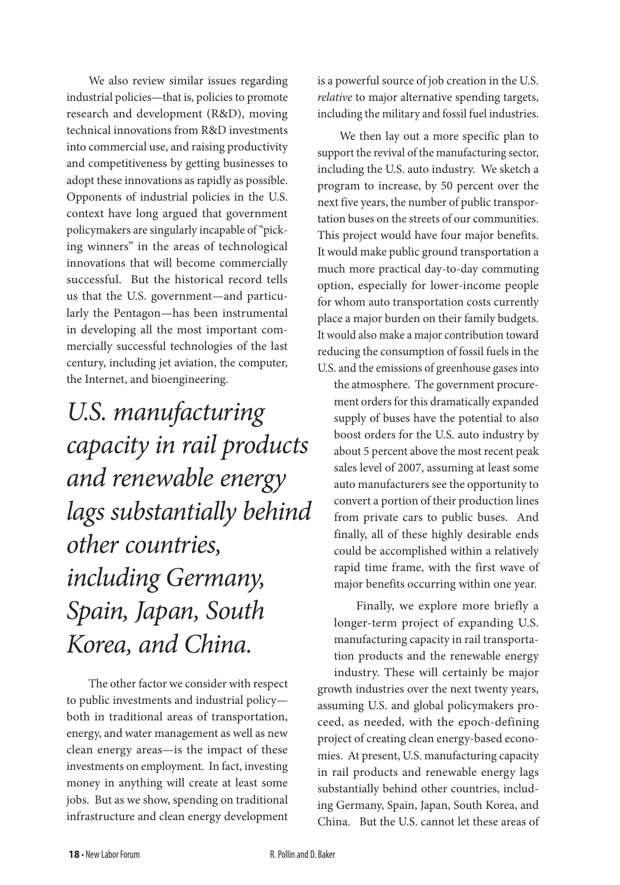We also review similar issues regarding industrial policies—that is, policies to promote research and development (R&D), moving technical innovations from R&D investments into commercial use, and raising productivity and competitiveness by getting businesses to adopt these innovations as rapidly as possible. Opponents of industrial policies in the U.S. context have long argued that government policymakers are singularly incapable of "picking winners" in the areas of technological innovations that will become commercially successful. But the historical record tells us that the U.S. government—and particularly the Pentagon—has been instrumental in developing all the most important commercially successful technologies of the last century, including jet aviation, the computer, the Internet, and bioengineering.

*U.S. manufacturing capacity in rail products and renewable energy lags substantially behind other countries, including Germany, Spain, Japan, South Korea, and China.*

The other factor we consider with respect to public investments and industrial policy—both in traditional areas of transportation, energy, and water management as well as new clean energy areas—is the impact of these investments on employment. In fact, investing money in anything will create at least some jobs. But as we show, spending on traditional infrastructure and clean energy development is a powerful source of job creation in the U.S. *relative* to major alternative spending targets, including the military and fossil fuel industries.

We then lay out a more specific plan to support the revival of the manufacturing sector, including the U.S. auto industry. We sketch a program to increase, by 50 percent over the next five years, the number of public transportation buses on the streets of our communities. This project would have four major benefits. It would make public ground transportation a much more practical day-to-day commuting option, especially for lower-income people for whom auto transportation costs currently place a major burden on their family budgets. It would also make a major contribution toward reducing the consumption of fossil fuels in the U.S. and the emissions of greenhouse gases into the atmosphere. The government procurement orders for this dramatically expanded supply of buses have the potential to also boost orders for the U.S. auto industry by about 5 percent above the most recent peak sales level of 2007, assuming at least some auto manufacturers see the opportunity to convert a portion of their production lines from private cars to public buses. And finally, all of these highly desirable ends could be accomplished within a relatively rapid time frame, with the first wave of major benefits occurring within one year.

Finally, we explore more briefly a longer-term project of expanding U.S. manufacturing capacity in rail transportation products and the renewable energy industry. These will certainly be major growth industries over the next twenty years, assuming U.S. and global policymakers proceed, as needed, with the epoch-defining project of creating clean energy-based economies. At present, U.S. manufacturing capacity in rail products and renewable energy lags substantially behind other countries, including Germany, Spain, Japan, South Korea, and China. But the U.S. cannot let these areas of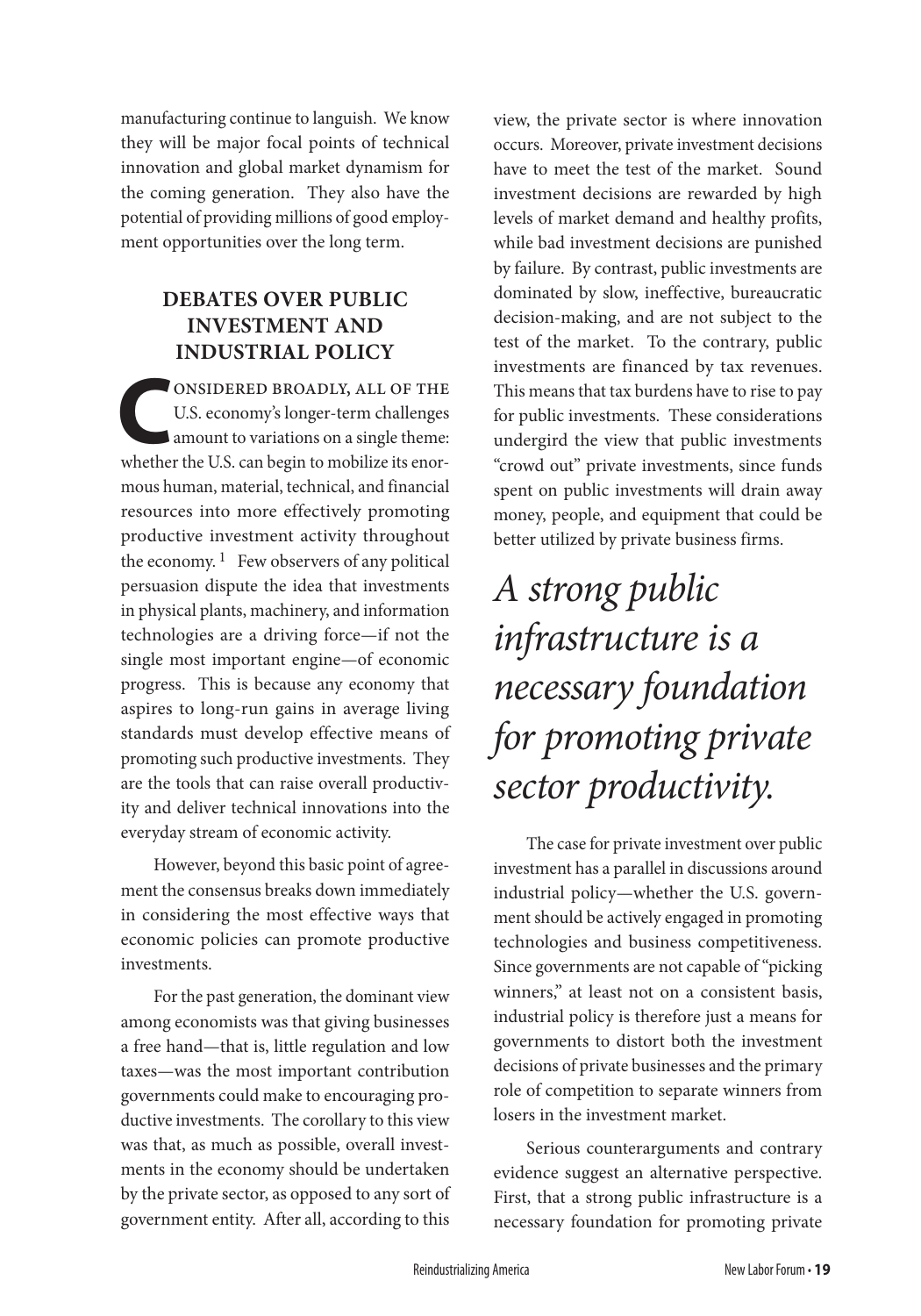manufacturing continue to languish. We know they will be major focal points of technical innovation and global market dynamism for the coming generation. They also have the potential of providing millions of good employment opportunities over the long term.

## DEBATES OVER PUBLIC INVESTMENT AND INDUSTRIAL POLICY

Considered broadly, all of the U.S. economy's longer-term challenges amount to variations on a single theme: whether the U.S. can begin to mobilize its enormous human, material, technical, and financial resources into more effectively promoting productive investment activity throughout the economy.[1] Few observers of any political persuasion dispute the idea that investments in physical plants, machinery, and information technologies are a driving force—if not the single most important engine—of economic progress. This is because any economy that aspires to long-run gains in average living standards must develop effective means of promoting such productive investments. They are the tools that can raise overall productivity and deliver technical innovations into the everyday stream of economic activity.

However, beyond this basic point of agreement the consensus breaks down immediately in considering the most effective ways that economic policies can promote productive investments.

For the past generation, the dominant view among economists was that giving businesses a free hand—that is, little regulation and low taxes—was the most important contribution governments could make to encouraging productive investments. The corollary to this view was that, as much as possible, overall investments in the economy should be undertaken by the private sector, as opposed to any sort of government entity. After all, according to this view, the private sector is where innovation occurs. Moreover, private investment decisions have to meet the test of the market. Sound investment decisions are rewarded by high levels of market demand and healthy profits, while bad investment decisions are punished by failure. By contrast, public investments are dominated by slow, ineffective, bureaucratic decision-making, and are not subject to the test of the market. To the contrary, public investments are financed by tax revenues. This means that tax burdens have to rise to pay for public investments. These considerations undergird the view that public investments "crowd out" private investments, since funds spent on public investments will drain away money, people, and equipment that could be better utilized by private business firms.

*A strong public infrastructure is a necessary foundation for promoting private sector productivity.*

The case for private investment over public investment has a parallel in discussions around industrial policy—whether the U.S. government should be actively engaged in promoting technologies and business competitiveness. Since governments are not capable of "picking winners," at least not on a consistent basis, industrial policy is therefore just a means for governments to distort both the investment decisions of private businesses and the primary role of competition to separate winners from losers in the investment market.

Serious counterarguments and contrary evidence suggest an alternative perspective. First, that a strong public infrastructure is a necessary foundation for promoting private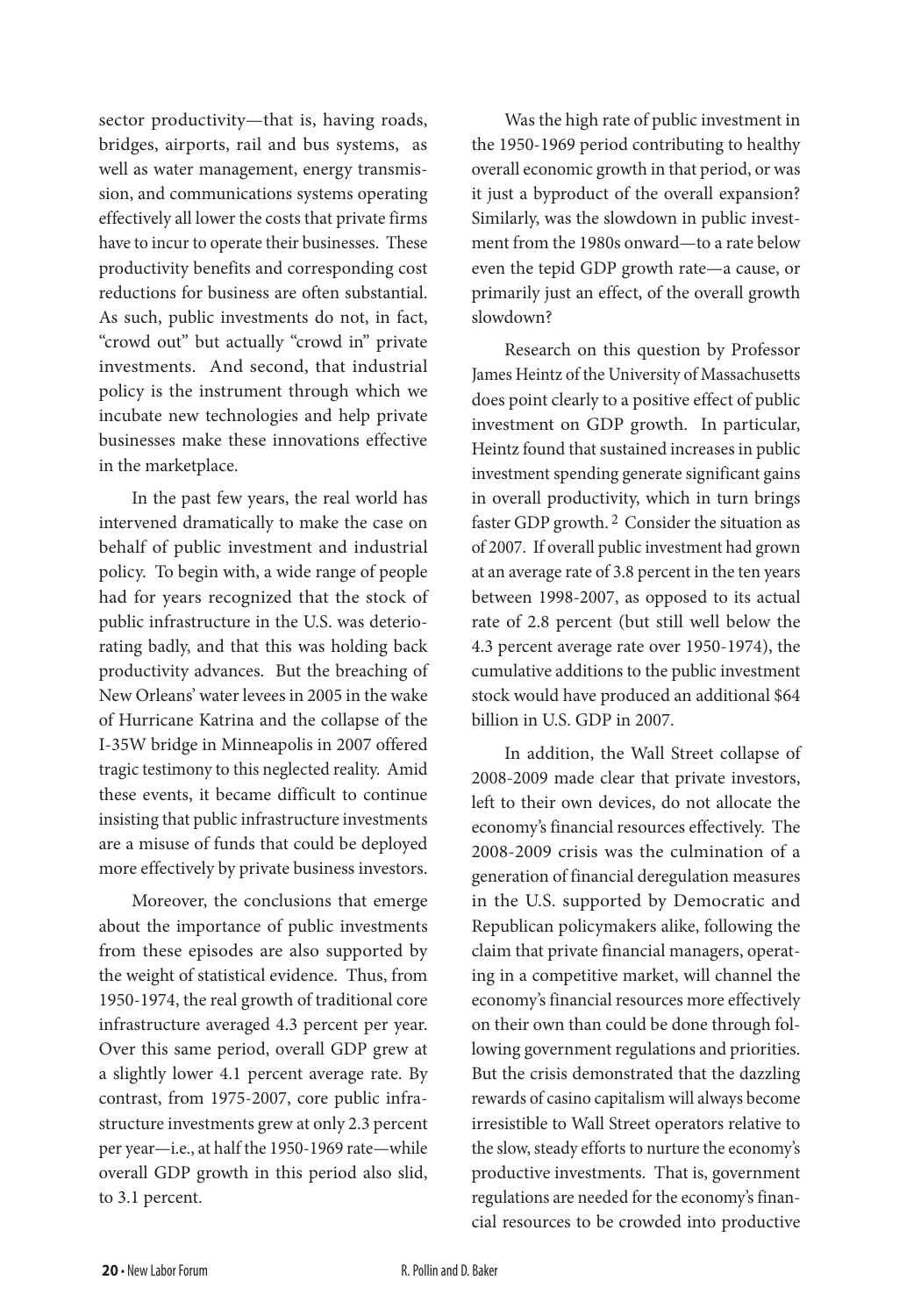sector productivity—that is, having roads, bridges, airports, rail and bus systems, as well as water management, energy transmission, and communications systems operating effectively all lower the costs that private firms have to incur to operate their businesses. These productivity benefits and corresponding cost reductions for business are often substantial. As such, public investments do not, in fact, "crowd out" but actually "crowd in" private investments. And second, that industrial policy is the instrument through which we incubate new technologies and help private businesses make these innovations effective in the marketplace.

In the past few years, the real world has intervened dramatically to make the case on behalf of public investment and industrial policy. To begin with, a wide range of people had for years recognized that the stock of public infrastructure in the U.S. was deteriorating badly, and that this was holding back productivity advances. But the breaching of New Orleans' water levees in 2005 in the wake of Hurricane Katrina and the collapse of the I-35W bridge in Minneapolis in 2007 offered tragic testimony to this neglected reality. Amid these events, it became difficult to continue insisting that public infrastructure investments are a misuse of funds that could be deployed more effectively by private business investors.

Moreover, the conclusions that emerge about the importance of public investments from these episodes are also supported by the weight of statistical evidence. Thus, from 1950-1974, the real growth of traditional core infrastructure averaged 4.3 percent per year. Over this same period, overall GDP grew at a slightly lower 4.1 percent average rate. By contrast, from 1975-2007, core public infrastructure investments grew at only 2.3 percent per year—i.e., at half the 1950-1969 rate—while overall GDP growth in this period also slid, to 3.1 percent.

Was the high rate of public investment in the 1950-1969 period contributing to healthy overall economic growth in that period, or was it just a byproduct of the overall expansion? Similarly, was the slowdown in public investment from the 1980s onward—to a rate below even the tepid GDP growth rate—a cause, or primarily just an effect, of the overall growth slowdown?

Research on this question by Professor James Heintz of the University of Massachusetts does point clearly to a positive effect of public investment on GDP growth. In particular, Heintz found that sustained increases in public investment spending generate significant gains in overall productivity, which in turn brings faster GDP growth. [2] Consider the situation as of 2007. If overall public investment had grown at an average rate of 3.8 percent in the ten years between 1998-2007, as opposed to its actual rate of 2.8 percent (but still well below the 4.3 percent average rate over 1950-1974), the cumulative additions to the public investment stock would have produced an additional $64 billion in U.S. GDP in 2007.

In addition, the Wall Street collapse of 2008-2009 made clear that private investors, left to their own devices, do not allocate the economy's financial resources effectively. The 2008-2009 crisis was the culmination of a generation of financial deregulation measures in the U.S. supported by Democratic and Republican policymakers alike, following the claim that private financial managers, operating in a competitive market, will channel the economy's financial resources more effectively on their own than could be done through following government regulations and priorities. But the crisis demonstrated that the dazzling rewards of casino capitalism will always become irresistible to Wall Street operators relative to the slow, steady efforts to nurture the economy's productive investments. That is, government regulations are needed for the economy's financial resources to be crowded into productive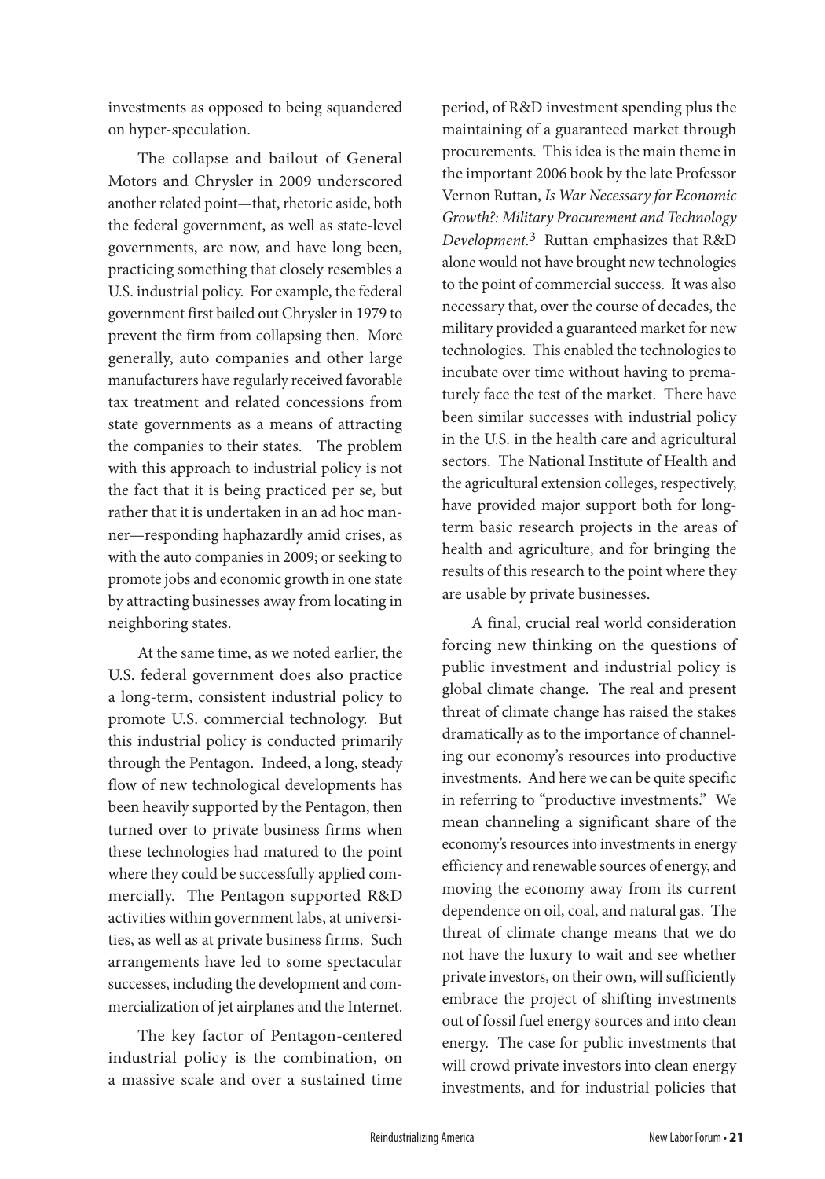investments as opposed to being squandered on hyper-speculation.

The collapse and bailout of General Motors and Chrysler in 2009 underscored another related point—that, rhetoric aside, both the federal government, as well as state-level governments, are now, and have long been, practicing something that closely resembles a U.S. industrial policy. For example, the federal government first bailed out Chrysler in 1979 to prevent the firm from collapsing then. More generally, auto companies and other large manufacturers have regularly received favorable tax treatment and related concessions from state governments as a means of attracting the companies to their states. The problem with this approach to industrial policy is not the fact that it is being practiced per se, but rather that it is undertaken in an ad hoc manner—responding haphazardly amid crises, as with the auto companies in 2009; or seeking to promote jobs and economic growth in one state by attracting businesses away from locating in neighboring states.

At the same time, as we noted earlier, the U.S. federal government does also practice a long-term, consistent industrial policy to promote U.S. commercial technology. But this industrial policy is conducted primarily through the Pentagon. Indeed, a long, steady flow of new technological developments has been heavily supported by the Pentagon, then turned over to private business firms when these technologies had matured to the point where they could be successfully applied commercially. The Pentagon supported R&D activities within government labs, at universities, as well as at private business firms. Such arrangements have led to some spectacular successes, including the development and commercialization of jet airplanes and the Internet.

The key factor of Pentagon-centered industrial policy is the combination, on a massive scale and over a sustained time period, of R&D investment spending plus the maintaining of a guaranteed market through procurements. This idea is the main theme in the important 2006 book by the late Professor Vernon Ruttan, *Is War Necessary for Economic Growth?: Military Procurement and Technology Development.*[3] Ruttan emphasizes that R&D alone would not have brought new technologies to the point of commercial success. It was also necessary that, over the course of decades, the military provided a guaranteed market for new technologies. This enabled the technologies to incubate over time without having to prematurely face the test of the market. There have been similar successes with industrial policy in the U.S. in the health care and agricultural sectors. The National Institute of Health and the agricultural extension colleges, respectively, have provided major support both for long-term basic research projects in the areas of health and agriculture, and for bringing the results of this research to the point where they are usable by private businesses.

A final, crucial real world consideration forcing new thinking on the questions of public investment and industrial policy is global climate change. The real and present threat of climate change has raised the stakes dramatically as to the importance of channeling our economy's resources into productive investments. And here we can be quite specific in referring to "productive investments." We mean channeling a significant share of the economy's resources into investments in energy efficiency and renewable sources of energy, and moving the economy away from its current dependence on oil, coal, and natural gas. The threat of climate change means that we do not have the luxury to wait and see whether private investors, on their own, will sufficiently embrace the project of shifting investments out of fossil fuel energy sources and into clean energy. The case for public investments that will crowd private investors into clean energy investments, and for industrial policies that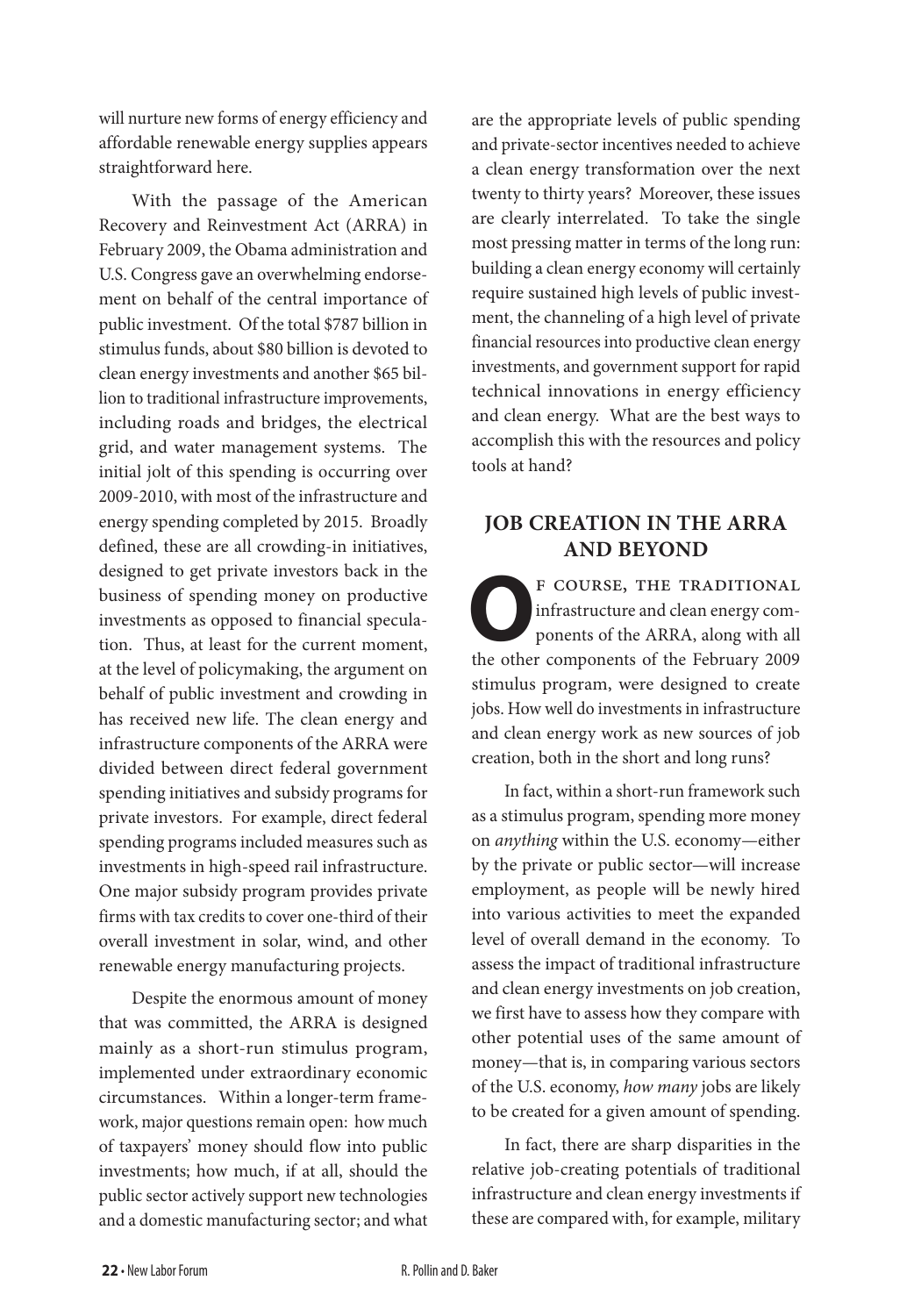will nurture new forms of energy efficiency and affordable renewable energy supplies appears straightforward here.

With the passage of the American Recovery and Reinvestment Act (ARRA) in February 2009, the Obama administration and U.S. Congress gave an overwhelming endorsement on behalf of the central importance of public investment. Of the total $787 billion in stimulus funds, about $80 billion is devoted to clean energy investments and another $65 billion to traditional infrastructure improvements, including roads and bridges, the electrical grid, and water management systems. The initial jolt of this spending is occurring over 2009-2010, with most of the infrastructure and energy spending completed by 2015. Broadly defined, these are all crowding-in initiatives, designed to get private investors back in the business of spending money on productive investments as opposed to financial speculation. Thus, at least for the current moment, at the level of policymaking, the argument on behalf of public investment and crowding in has received new life. The clean energy and infrastructure components of the ARRA were divided between direct federal government spending initiatives and subsidy programs for private investors. For example, direct federal spending programs included measures such as investments in high-speed rail infrastructure. One major subsidy program provides private firms with tax credits to cover one-third of their overall investment in solar, wind, and other renewable energy manufacturing projects.

Despite the enormous amount of money that was committed, the ARRA is designed mainly as a short-run stimulus program, implemented under extraordinary economic circumstances. Within a longer-term framework, major questions remain open: how much of taxpayers' money should flow into public investments; how much, if at all, should the public sector actively support new technologies and a domestic manufacturing sector; and what are the appropriate levels of public spending and private-sector incentives needed to achieve a clean energy transformation over the next twenty to thirty years? Moreover, these issues are clearly interrelated. To take the single most pressing matter in terms of the long run: building a clean energy economy will certainly require sustained high levels of public investment, the channeling of a high level of private financial resources into productive clean energy investments, and government support for rapid technical innovations in energy efficiency and clean energy. What are the best ways to accomplish this with the resources and policy tools at hand?

## JOB CREATION IN THE ARRA AND BEYOND

Of course, the traditional infrastructure and clean energy components of the ARRA, along with all the other components of the February 2009 stimulus program, were designed to create jobs. How well do investments in infrastructure and clean energy work as new sources of job creation, both in the short and long runs?

In fact, within a short-run framework such as a stimulus program, spending more money on *anything* within the U.S. economy—either by the private or public sector—will increase employment, as people will be newly hired into various activities to meet the expanded level of overall demand in the economy. To assess the impact of traditional infrastructure and clean energy investments on job creation, we first have to assess how they compare with other potential uses of the same amount of money—that is, in comparing various sectors of the U.S. economy, *how many* jobs are likely to be created for a given amount of spending.

In fact, there are sharp disparities in the relative job-creating potentials of traditional infrastructure and clean energy investments if these are compared with, for example, military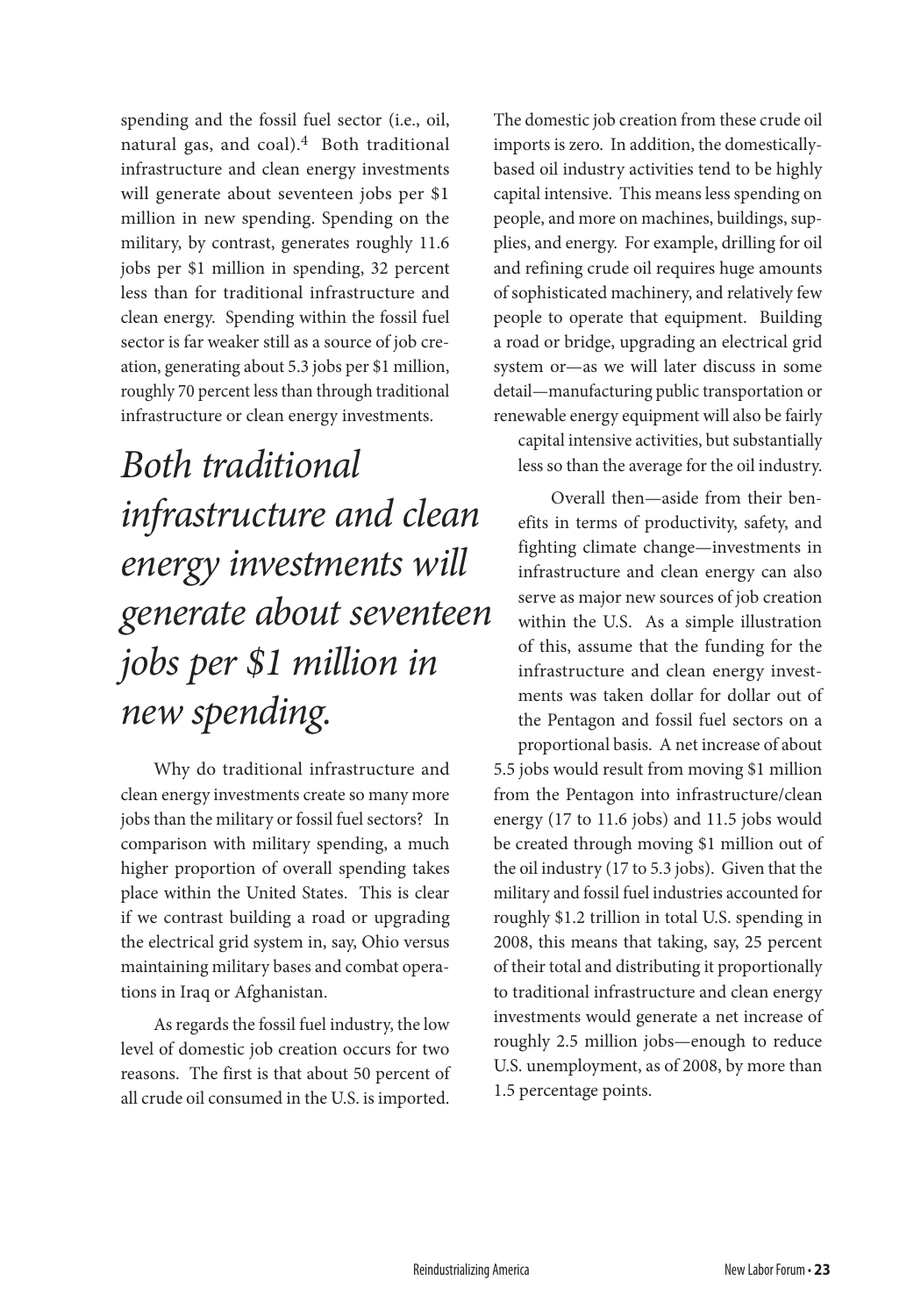spending and the fossil fuel sector (i.e., oil, natural gas, and coal).[4] Both traditional infrastructure and clean energy investments will generate about seventeen jobs per $1 million in new spending. Spending on the military, by contrast, generates roughly 11.6 jobs per $1 million in spending, 32 percent less than for traditional infrastructure and clean energy. Spending within the fossil fuel sector is far weaker still as a source of job creation, generating about 5.3 jobs per $1 million, roughly 70 percent less than through traditional infrastructure or clean energy investments.

*Both traditional infrastructure and clean energy investments will generate about seventeen jobs per $1 million in new spending.*

Why do traditional infrastructure and clean energy investments create so many more jobs than the military or fossil fuel sectors? In comparison with military spending, a much higher proportion of overall spending takes place within the United States. This is clear if we contrast building a road or upgrading the electrical grid system in, say, Ohio versus maintaining military bases and combat operations in Iraq or Afghanistan.

As regards the fossil fuel industry, the low level of domestic job creation occurs for two reasons. The first is that about 50 percent of all crude oil consumed in the U.S. is imported. The domestic job creation from these crude oil imports is zero. In addition, the domestically-based oil industry activities tend to be highly capital intensive. This means less spending on people, and more on machines, buildings, supplies, and energy. For example, drilling for oil and refining crude oil requires huge amounts of sophisticated machinery, and relatively few people to operate that equipment. Building a road or bridge, upgrading an electrical grid system or—as we will later discuss in some detail—manufacturing public transportation or renewable energy equipment will also be fairly capital intensive activities, but substantially less so than the average for the oil industry.

Overall then—aside from their benefits in terms of productivity, safety, and fighting climate change—investments in infrastructure and clean energy can also serve as major new sources of job creation within the U.S. As a simple illustration of this, assume that the funding for the infrastructure and clean energy investments was taken dollar for dollar out of the Pentagon and fossil fuel sectors on a proportional basis. A net increase of about 5.5 jobs would result from moving $1 million from the Pentagon into infrastructure/clean energy (17 to 11.6 jobs) and 11.5 jobs would be created through moving $1 million out of the oil industry (17 to 5.3 jobs). Given that the military and fossil fuel industries accounted for roughly $1.2 trillion in total U.S. spending in 2008, this means that taking, say, 25 percent of their total and distributing it proportionally to traditional infrastructure and clean energy investments would generate a net increase of roughly 2.5 million jobs—enough to reduce U.S. unemployment, as of 2008, by more than 1.5 percentage points.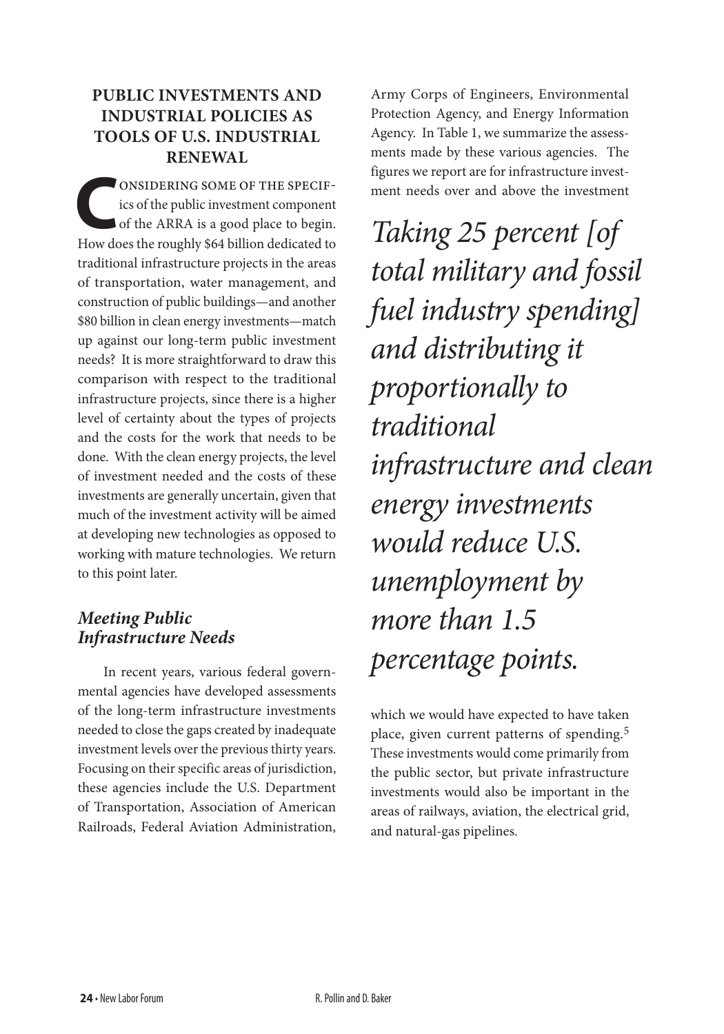## PUBLIC INVESTMENTS AND INDUSTRIAL POLICIES AS TOOLS OF U.S. INDUSTRIAL RENEWAL

Considering some of the specifics of the public investment component of the ARRA is a good place to begin. How does the roughly $64 billion dedicated to traditional infrastructure projects in the areas of transportation, water management, and construction of public buildings—and another $80 billion in clean energy investments—match up against our long-term public investment needs? It is more straightforward to draw this comparison with respect to the traditional infrastructure projects, since there is a higher level of certainty about the types of projects and the costs for the work that needs to be done. With the clean energy projects, the level of investment needed and the costs of these investments are generally uncertain, given that much of the investment activity will be aimed at developing new technologies as opposed to working with mature technologies. We return to this point later.

### *Meeting Public Infrastructure Needs*

In recent years, various federal governmental agencies have developed assessments of the long-term infrastructure investments needed to close the gaps created by inadequate investment levels over the previous thirty years. Focusing on their specific areas of jurisdiction, these agencies include the U.S. Department of Transportation, Association of American Railroads, Federal Aviation Administration, Army Corps of Engineers, Environmental Protection Agency, and Energy Information Agency. In Table 1, we summarize the assessments made by these various agencies. The figures we report are for infrastructure investment needs over and above the investment which we would have expected to have taken place, given current patterns of spending.[5] These investments would come primarily from the public sector, but private infrastructure investments would also be important in the areas of railways, aviation, the electrical grid, and natural-gas pipelines.

> *Taking 25 percent [of total military and fossil fuel industry spending] and distributing it proportionally to traditional infrastructure and clean energy investments would reduce U.S. unemployment by more than 1.5 percentage points.*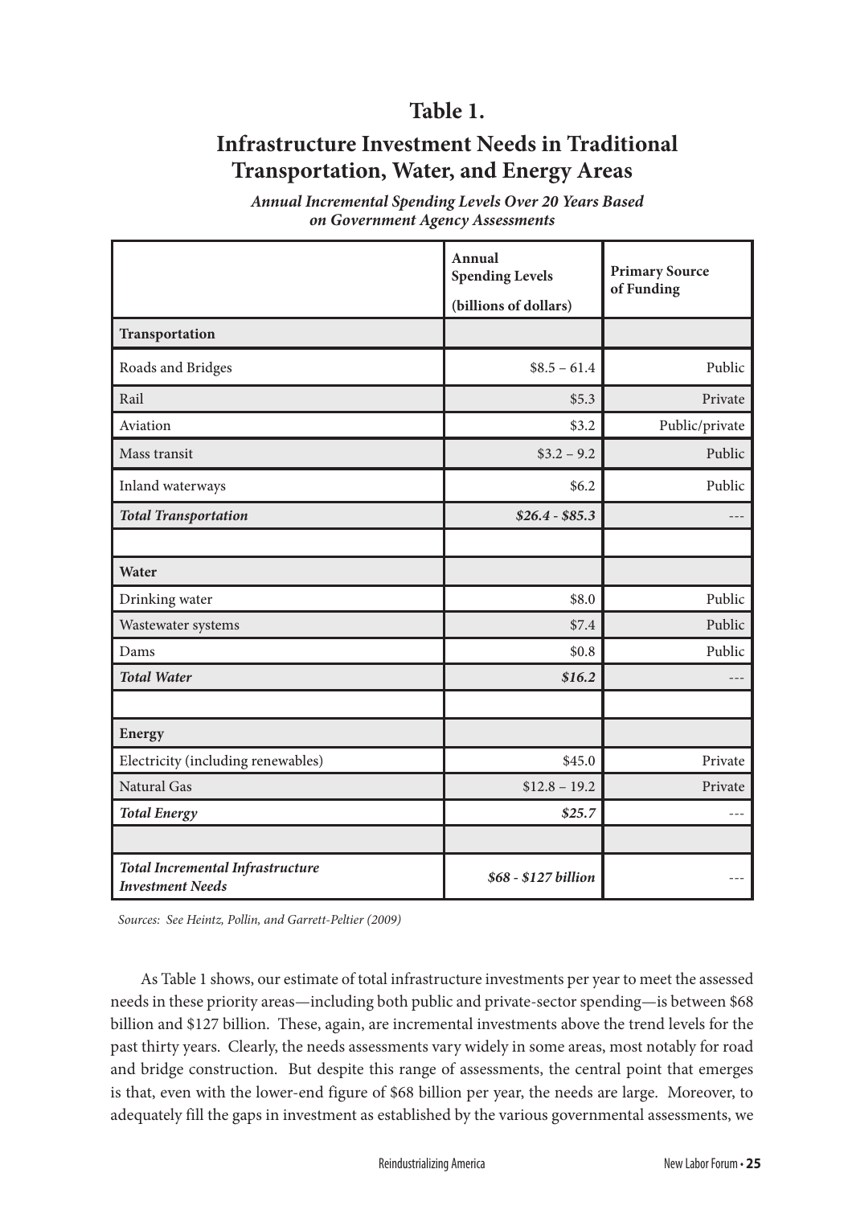## Table 1.

## Infrastructure Investment Needs in Traditional Transportation, Water, and Energy Areas

***Annual Incremental Spending Levels Over 20 Years Based on Government Agency Assessments***

| | Annual Spending Levels (billions of dollars) | Primary Source of Funding |
|---|---|---|
| **Transportation** | | |
| Roads and Bridges | $8.5 – 61.4 | Public |
| Rail | $5.3 | Private |
| Aviation | $3.2 | Public/private |
| Mass transit | $3.2 – 9.2 | Public |
| Inland waterways | $6.2 | Public |
| ***Total Transportation*** | ***$26.4 - $85.3*** | --- |
| | | |
| **Water** | | |
| Drinking water | $8.0 | Public |
| Wastewater systems | $7.4 | Public |
| Dams | $0.8 | Public |
| ***Total Water*** | ***$16.2*** | --- |
| | | |
| **Energy** | | |
| Electricity (including renewables) | $45.0 | Private |
| Natural Gas | $12.8 – 19.2 | Private |
| ***Total Energy*** | ***$25.7*** | --- |
| | | |
| ***Total Incremental Infrastructure Investment Needs*** | ***$68 - $127 billion*** | --- |

*Sources: See Heintz, Pollin, and Garrett-Peltier (2009)*

As Table 1 shows, our estimate of total infrastructure investments per year to meet the assessed needs in these priority areas—including both public and private-sector spending—is between $68 billion and $127 billion. These, again, are incremental investments above the trend levels for the past thirty years. Clearly, the needs assessments vary widely in some areas, most notably for road and bridge construction. But despite this range of assessments, the central point that emerges is that, even with the lower-end figure of $68 billion per year, the needs are large. Moreover, to adequately fill the gaps in investment as established by the various governmental assessments, we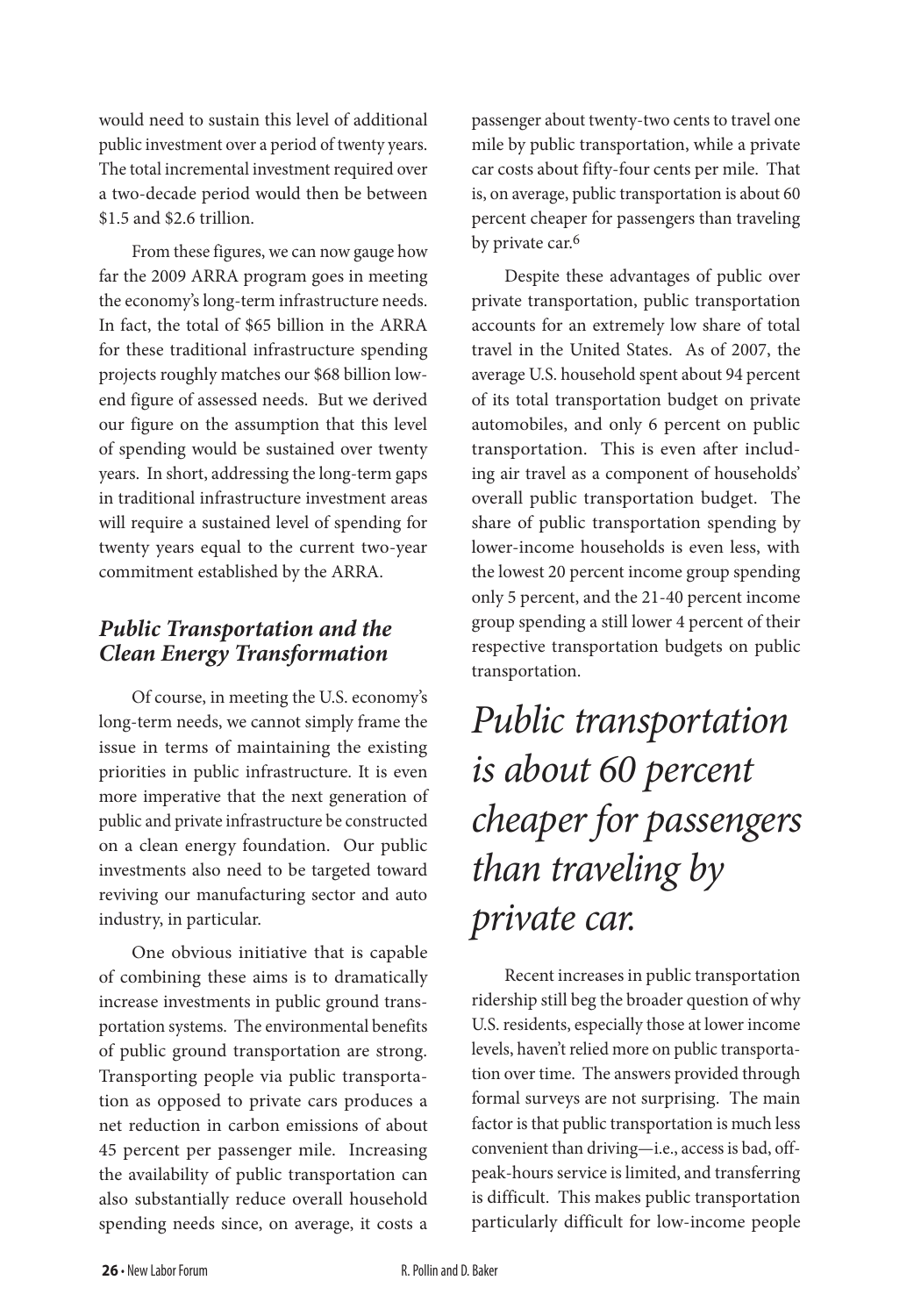would need to sustain this level of additional public investment over a period of twenty years. The total incremental investment required over a two-decade period would then be between $1.5 and $2.6 trillion.

From these figures, we can now gauge how far the 2009 ARRA program goes in meeting the economy's long-term infrastructure needs. In fact, the total of $65 billion in the ARRA for these traditional infrastructure spending projects roughly matches our $68 billion low-end figure of assessed needs. But we derived our figure on the assumption that this level of spending would be sustained over twenty years. In short, addressing the long-term gaps in traditional infrastructure investment areas will require a sustained level of spending for twenty years equal to the current two-year commitment established by the ARRA.

### *Public Transportation and the Clean Energy Transformation*

Of course, in meeting the U.S. economy's long-term needs, we cannot simply frame the issue in terms of maintaining the existing priorities in public infrastructure. It is even more imperative that the next generation of public and private infrastructure be constructed on a clean energy foundation. Our public investments also need to be targeted toward reviving our manufacturing sector and auto industry, in particular.

One obvious initiative that is capable of combining these aims is to dramatically increase investments in public ground transportation systems. The environmental benefits of public ground transportation are strong. Transporting people via public transportation as opposed to private cars produces a net reduction in carbon emissions of about 45 percent per passenger mile. Increasing the availability of public transportation can also substantially reduce overall household spending needs since, on average, it costs a passenger about twenty-two cents to travel one mile by public transportation, while a private car costs about fifty-four cents per mile. That is, on average, public transportation is about 60 percent cheaper for passengers than traveling by private car.[6]

Despite these advantages of public over private transportation, public transportation accounts for an extremely low share of total travel in the United States. As of 2007, the average U.S. household spent about 94 percent of its total transportation budget on private automobiles, and only 6 percent on public transportation. This is even after including air travel as a component of households' overall public transportation budget. The share of public transportation spending by lower-income households is even less, with the lowest 20 percent income group spending only 5 percent, and the 21-40 percent income group spending a still lower 4 percent of their respective transportation budgets on public transportation.

*Public transportation is about 60 percent cheaper for passengers than traveling by private car.*

Recent increases in public transportation ridership still beg the broader question of why U.S. residents, especially those at lower income levels, haven't relied more on public transportation over time. The answers provided through formal surveys are not surprising. The main factor is that public transportation is much less convenient than driving—i.e., access is bad, off-peak-hours service is limited, and transferring is difficult. This makes public transportation particularly difficult for low-income people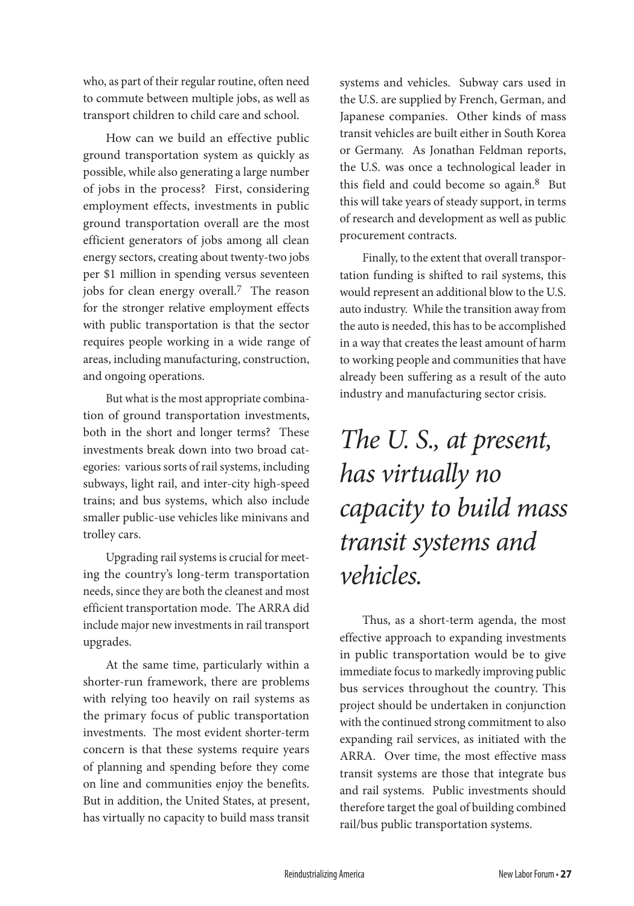who, as part of their regular routine, often need to commute between multiple jobs, as well as transport children to child care and school.

How can we build an effective public ground transportation system as quickly as possible, while also generating a large number of jobs in the process? First, considering employment effects, investments in public ground transportation overall are the most efficient generators of jobs among all clean energy sectors, creating about twenty-two jobs per $1 million in spending versus seventeen jobs for clean energy overall.[7] The reason for the stronger relative employment effects with public transportation is that the sector requires people working in a wide range of areas, including manufacturing, construction, and ongoing operations.

But what is the most appropriate combination of ground transportation investments, both in the short and longer terms? These investments break down into two broad categories: various sorts of rail systems, including subways, light rail, and inter-city high-speed trains; and bus systems, which also include smaller public-use vehicles like minivans and trolley cars.

Upgrading rail systems is crucial for meeting the country's long-term transportation needs, since they are both the cleanest and most efficient transportation mode. The ARRA did include major new investments in rail transport upgrades.

At the same time, particularly within a shorter-run framework, there are problems with relying too heavily on rail systems as the primary focus of public transportation investments. The most evident shorter-term concern is that these systems require years of planning and spending before they come on line and communities enjoy the benefits. But in addition, the United States, at present, has virtually no capacity to build mass transit systems and vehicles. Subway cars used in the U.S. are supplied by French, German, and Japanese companies. Other kinds of mass transit vehicles are built either in South Korea or Germany. As Jonathan Feldman reports, the U.S. was once a technological leader in this field and could become so again.[8] But this will take years of steady support, in terms of research and development as well as public procurement contracts.

Finally, to the extent that overall transportation funding is shifted to rail systems, this would represent an additional blow to the U.S. auto industry. While the transition away from the auto is needed, this has to be accomplished in a way that creates the least amount of harm to working people and communities that have already been suffering as a result of the auto industry and manufacturing sector crisis.

> *The U. S., at present, has virtually no capacity to build mass transit systems and vehicles.*

Thus, as a short-term agenda, the most effective approach to expanding investments in public transportation would be to give immediate focus to markedly improving public bus services throughout the country. This project should be undertaken in conjunction with the continued strong commitment to also expanding rail services, as initiated with the ARRA. Over time, the most effective mass transit systems are those that integrate bus and rail systems. Public investments should therefore target the goal of building combined rail/bus public transportation systems.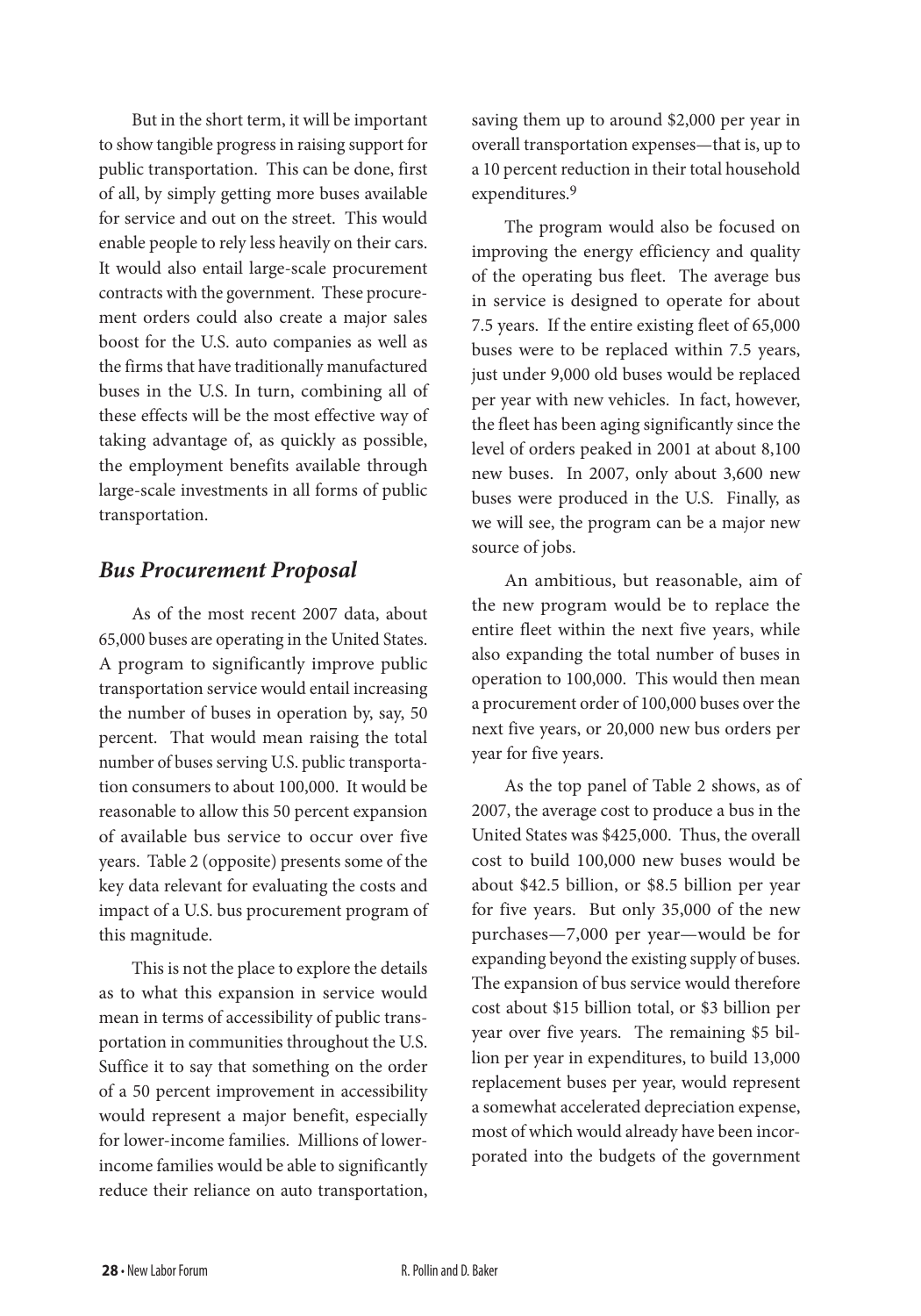But in the short term, it will be important to show tangible progress in raising support for public transportation. This can be done, first of all, by simply getting more buses available for service and out on the street. This would enable people to rely less heavily on their cars. It would also entail large-scale procurement contracts with the government. These procurement orders could also create a major sales boost for the U.S. auto companies as well as the firms that have traditionally manufactured buses in the U.S. In turn, combining all of these effects will be the most effective way of taking advantage of, as quickly as possible, the employment benefits available through large-scale investments in all forms of public transportation.

## *Bus Procurement Proposal*

As of the most recent 2007 data, about 65,000 buses are operating in the United States. A program to significantly improve public transportation service would entail increasing the number of buses in operation by, say, 50 percent. That would mean raising the total number of buses serving U.S. public transportation consumers to about 100,000. It would be reasonable to allow this 50 percent expansion of available bus service to occur over five years. Table 2 (opposite) presents some of the key data relevant for evaluating the costs and impact of a U.S. bus procurement program of this magnitude.

This is not the place to explore the details as to what this expansion in service would mean in terms of accessibility of public transportation in communities throughout the U.S. Suffice it to say that something on the order of a 50 percent improvement in accessibility would represent a major benefit, especially for lower-income families. Millions of lower-income families would be able to significantly reduce their reliance on auto transportation, saving them up to around $2,000 per year in overall transportation expenses—that is, up to a 10 percent reduction in their total household expenditures.[9]

The program would also be focused on improving the energy efficiency and quality of the operating bus fleet. The average bus in service is designed to operate for about 7.5 years. If the entire existing fleet of 65,000 buses were to be replaced within 7.5 years, just under 9,000 old buses would be replaced per year with new vehicles. In fact, however, the fleet has been aging significantly since the level of orders peaked in 2001 at about 8,100 new buses. In 2007, only about 3,600 new buses were produced in the U.S. Finally, as we will see, the program can be a major new source of jobs.

An ambitious, but reasonable, aim of the new program would be to replace the entire fleet within the next five years, while also expanding the total number of buses in operation to 100,000. This would then mean a procurement order of 100,000 buses over the next five years, or 20,000 new bus orders per year for five years.

As the top panel of Table 2 shows, as of 2007, the average cost to produce a bus in the United States was $425,000. Thus, the overall cost to build 100,000 new buses would be about $42.5 billion, or $8.5 billion per year for five years. But only 35,000 of the new purchases—7,000 per year—would be for expanding beyond the existing supply of buses. The expansion of bus service would therefore cost about $15 billion total, or $3 billion per year over five years. The remaining $5 billion per year in expenditures, to build 13,000 replacement buses per year, would represent a somewhat accelerated depreciation expense, most of which would already have been incorporated into the budgets of the government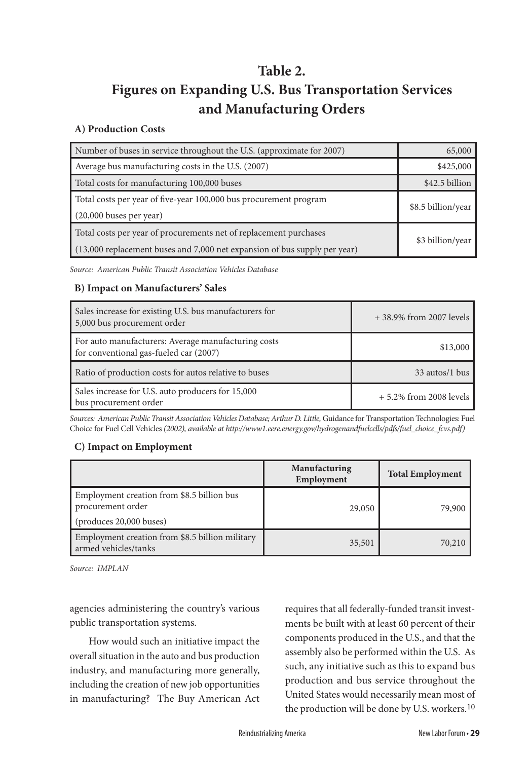## Table 2.
## Figures on Expanding U.S. Bus Transportation Services and Manufacturing Orders

### A) Production Costs

| | |
|---|---|
| Number of buses in service throughout the U.S. (approximate for 2007) | 65,000 |
| Average bus manufacturing costs in the U.S. (2007) | $425,000 |
| Total costs for manufacturing 100,000 buses | $42.5 billion |
| Total costs per year of five-year 100,000 bus procurement program (20,000 buses per year) | $8.5 billion/year |
| Total costs per year of procurements net of replacement purchases (13,000 replacement buses and 7,000 net expansion of bus supply per year) | $3 billion/year |

*Source: American Public Transit Association Vehicles Database*

### B) Impact on Manufacturers' Sales

| | |
|---|---|
| Sales increase for existing U.S. bus manufacturers for 5,000 bus procurement order | + 38.9% from 2007 levels |
| For auto manufacturers: Average manufacturing costs for conventional gas-fueled car (2007) | $13,000 |
| Ratio of production costs for autos relative to buses | 33 autos/1 bus |
| Sales increase for U.S. auto producers for 15,000 bus procurement order | + 5.2% from 2008 levels |

*Sources: American Public Transit Association Vehicles Database; Arthur D. Little,* Guidance for Transportation Technologies: Fuel Choice for Fuel Cell Vehicles *(2002), available at http://www1.eere.energy.gov/hydrogenandfuelcells/pdfs/fuel_choice_fcvs.pdf)*

### C) Impact on Employment

| | Manufacturing Employment | Total Employment |
|---|---|---|
| Employment creation from $8.5 billion bus procurement order (produces 20,000 buses) | 29,050 | 79,900 |
| Employment creation from $8.5 billion military armed vehicles/tanks | 35,501 | 70,210 |

*Source: IMPLAN*

agencies administering the country's various public transportation systems.

How would such an initiative impact the overall situation in the auto and bus production industry, and manufacturing more generally, including the creation of new job opportunities in manufacturing? The Buy American Act requires that all federally-funded transit investments be built with at least 60 percent of their components produced in the U.S., and that the assembly also be performed within the U.S. As such, any initiative such as this to expand bus production and bus service throughout the United States would necessarily mean most of the production will be done by U.S. workers.[10]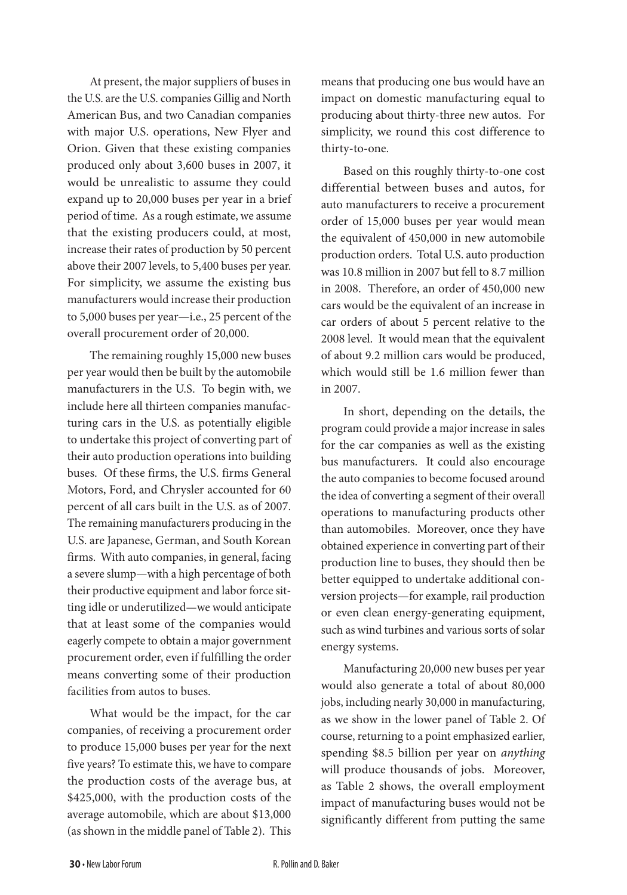At present, the major suppliers of buses in the U.S. are the U.S. companies Gillig and North American Bus, and two Canadian companies with major U.S. operations, New Flyer and Orion. Given that these existing companies produced only about 3,600 buses in 2007, it would be unrealistic to assume they could expand up to 20,000 buses per year in a brief period of time. As a rough estimate, we assume that the existing producers could, at most, increase their rates of production by 50 percent above their 2007 levels, to 5,400 buses per year. For simplicity, we assume the existing bus manufacturers would increase their production to 5,000 buses per year—i.e., 25 percent of the overall procurement order of 20,000.

The remaining roughly 15,000 new buses per year would then be built by the automobile manufacturers in the U.S. To begin with, we include here all thirteen companies manufacturing cars in the U.S. as potentially eligible to undertake this project of converting part of their auto production operations into building buses. Of these firms, the U.S. firms General Motors, Ford, and Chrysler accounted for 60 percent of all cars built in the U.S. as of 2007. The remaining manufacturers producing in the U.S. are Japanese, German, and South Korean firms. With auto companies, in general, facing a severe slump—with a high percentage of both their productive equipment and labor force sitting idle or underutilized—we would anticipate that at least some of the companies would eagerly compete to obtain a major government procurement order, even if fulfilling the order means converting some of their production facilities from autos to buses.

What would be the impact, for the car companies, of receiving a procurement order to produce 15,000 buses per year for the next five years? To estimate this, we have to compare the production costs of the average bus, at $425,000, with the production costs of the average automobile, which are about $13,000 (as shown in the middle panel of Table 2). This means that producing one bus would have an impact on domestic manufacturing equal to producing about thirty-three new autos. For simplicity, we round this cost difference to thirty-to-one.

Based on this roughly thirty-to-one cost differential between buses and autos, for auto manufacturers to receive a procurement order of 15,000 buses per year would mean the equivalent of 450,000 in new automobile production orders. Total U.S. auto production was 10.8 million in 2007 but fell to 8.7 million in 2008. Therefore, an order of 450,000 new cars would be the equivalent of an increase in car orders of about 5 percent relative to the 2008 level. It would mean that the equivalent of about 9.2 million cars would be produced, which would still be 1.6 million fewer than in 2007.

In short, depending on the details, the program could provide a major increase in sales for the car companies as well as the existing bus manufacturers. It could also encourage the auto companies to become focused around the idea of converting a segment of their overall operations to manufacturing products other than automobiles. Moreover, once they have obtained experience in converting part of their production line to buses, they should then be better equipped to undertake additional conversion projects—for example, rail production or even clean energy-generating equipment, such as wind turbines and various sorts of solar energy systems.

Manufacturing 20,000 new buses per year would also generate a total of about 80,000 jobs, including nearly 30,000 in manufacturing, as we show in the lower panel of Table 2. Of course, returning to a point emphasized earlier, spending $8.5 billion per year on *anything* will produce thousands of jobs. Moreover, as Table 2 shows, the overall employment impact of manufacturing buses would not be significantly different from putting the same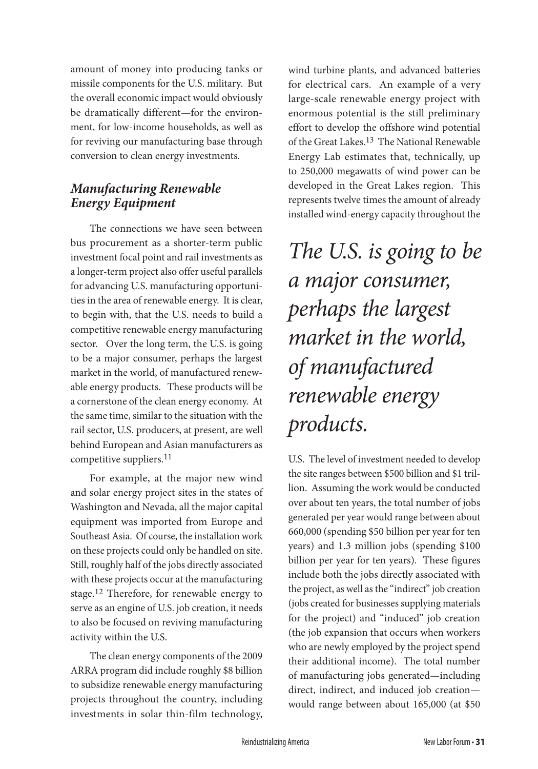amount of money into producing tanks or missile components for the U.S. military. But the overall economic impact would obviously be dramatically different—for the environment, for low-income households, as well as for reviving our manufacturing base through conversion to clean energy investments.

### *Manufacturing Renewable Energy Equipment*

The connections we have seen between bus procurement as a shorter-term public investment focal point and rail investments as a longer-term project also offer useful parallels for advancing U.S. manufacturing opportunities in the area of renewable energy. It is clear, to begin with, that the U.S. needs to build a competitive renewable energy manufacturing sector. Over the long term, the U.S. is going to be a major consumer, perhaps the largest market in the world, of manufactured renewable energy products. These products will be a cornerstone of the clean energy economy. At the same time, similar to the situation with the rail sector, U.S. producers, at present, are well behind European and Asian manufacturers as competitive suppliers.[11]

For example, at the major new wind and solar energy project sites in the states of Washington and Nevada, all the major capital equipment was imported from Europe and Southeast Asia. Of course, the installation work on these projects could only be handled on site. Still, roughly half of the jobs directly associated with these projects occur at the manufacturing stage.[12] Therefore, for renewable energy to serve as an engine of U.S. job creation, it needs to also be focused on reviving manufacturing activity within the U.S.

The clean energy components of the 2009 ARRA program did include roughly $8 billion to subsidize renewable energy manufacturing projects throughout the country, including investments in solar thin-film technology, wind turbine plants, and advanced batteries for electrical cars. An example of a very large-scale renewable energy project with enormous potential is the still preliminary effort to develop the offshore wind potential of the Great Lakes.[13] The National Renewable Energy Lab estimates that, technically, up to 250,000 megawatts of wind power can be developed in the Great Lakes region. This represents twelve times the amount of already installed wind-energy capacity throughout the U.S. The level of investment needed to develop the site ranges between $500 billion and $1 trillion. Assuming the work would be conducted over about ten years, the total number of jobs generated per year would range between about 660,000 (spending $50 billion per year for ten years) and 1.3 million jobs (spending $100 billion per year for ten years). These figures include both the jobs directly associated with the project, as well as the "indirect" job creation (jobs created for businesses supplying materials for the project) and "induced" job creation (the job expansion that occurs when workers who are newly employed by the project spend their additional income). The total number of manufacturing jobs generated—including direct, indirect, and induced job creation—would range between about 165,000 (at $50

*The U.S. is going to be a major consumer, perhaps the largest market in the world, of manufactured renewable energy products.*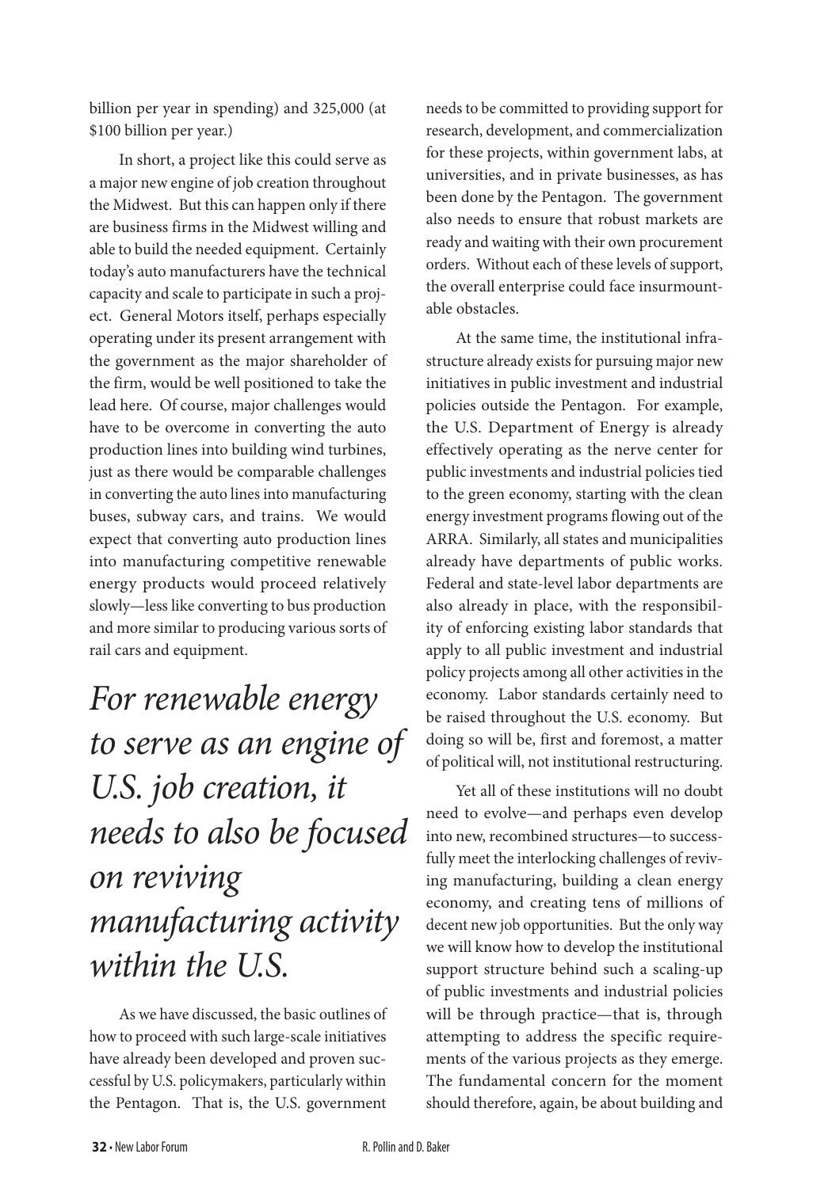billion per year in spending) and 325,000 (at $100 billion per year.)

In short, a project like this could serve as a major new engine of job creation throughout the Midwest. But this can happen only if there are business firms in the Midwest willing and able to build the needed equipment. Certainly today's auto manufacturers have the technical capacity and scale to participate in such a project. General Motors itself, perhaps especially operating under its present arrangement with the government as the major shareholder of the firm, would be well positioned to take the lead here. Of course, major challenges would have to be overcome in converting the auto production lines into building wind turbines, just as there would be comparable challenges in converting the auto lines into manufacturing buses, subway cars, and trains. We would expect that converting auto production lines into manufacturing competitive renewable energy products would proceed relatively slowly—less like converting to bus production and more similar to producing various sorts of rail cars and equipment.

*For renewable energy to serve as an engine of U.S. job creation, it needs to also be focused on reviving manufacturing activity within the U.S.*

As we have discussed, the basic outlines of how to proceed with such large-scale initiatives have already been developed and proven successful by U.S. policymakers, particularly within the Pentagon. That is, the U.S. government needs to be committed to providing support for research, development, and commercialization for these projects, within government labs, at universities, and in private businesses, as has been done by the Pentagon. The government also needs to ensure that robust markets are ready and waiting with their own procurement orders. Without each of these levels of support, the overall enterprise could face insurmountable obstacles.

At the same time, the institutional infrastructure already exists for pursuing major new initiatives in public investment and industrial policies outside the Pentagon. For example, the U.S. Department of Energy is already effectively operating as the nerve center for public investments and industrial policies tied to the green economy, starting with the clean energy investment programs flowing out of the ARRA. Similarly, all states and municipalities already have departments of public works. Federal and state-level labor departments are also already in place, with the responsibility of enforcing existing labor standards that apply to all public investment and industrial policy projects among all other activities in the economy. Labor standards certainly need to be raised throughout the U.S. economy. But doing so will be, first and foremost, a matter of political will, not institutional restructuring.

Yet all of these institutions will no doubt need to evolve—and perhaps even develop into new, recombined structures—to successfully meet the interlocking challenges of reviving manufacturing, building a clean energy economy, and creating tens of millions of decent new job opportunities. But the only way we will know how to develop the institutional support structure behind such a scaling-up of public investments and industrial policies will be through practice—that is, through attempting to address the specific requirements of the various projects as they emerge. The fundamental concern for the moment should therefore, again, be about building and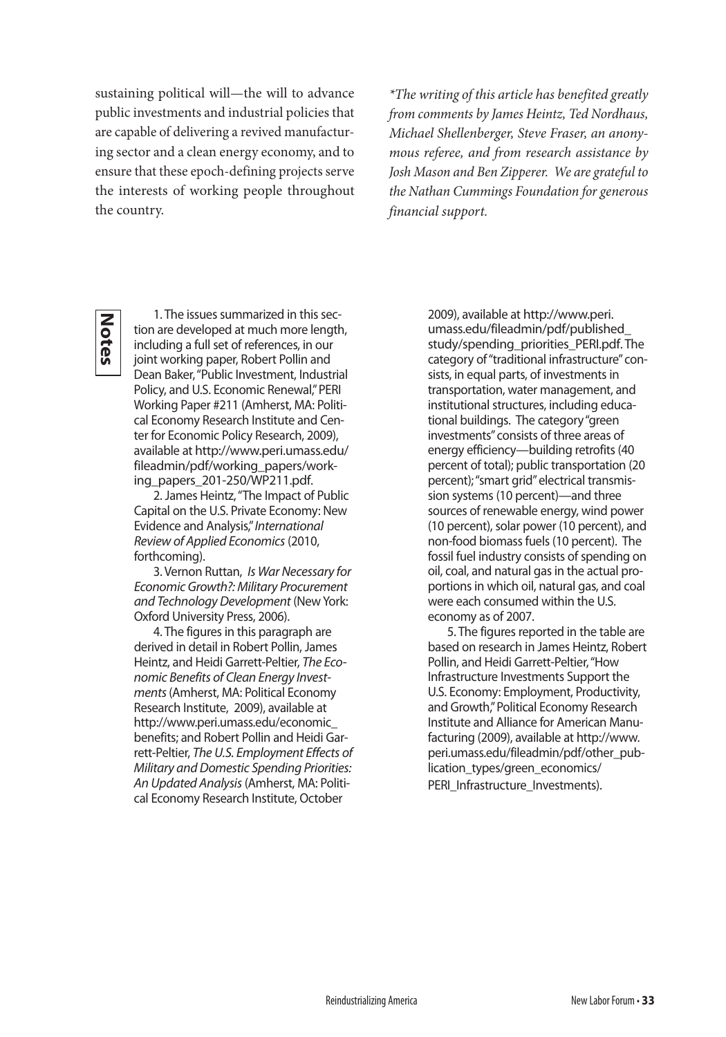sustaining political will—the will to advance public investments and industrial policies that are capable of delivering a revived manufacturing sector and a clean energy economy, and to ensure that these epoch-defining projects serve the interests of working people throughout the country.

*\*The writing of this article has benefited greatly from comments by James Heintz, Ted Nordhaus, Michael Shellenberger, Steve Fraser, an anonymous referee, and from research assistance by Josh Mason and Ben Zipperer. We are grateful to the Nathan Cummings Foundation for generous financial support.*

## Notes

1. The issues summarized in this section are developed at much more length, including a full set of references, in our joint working paper, Robert Pollin and Dean Baker, "Public Investment, Industrial Policy, and U.S. Economic Renewal," PERI Working Paper #211 (Amherst, MA: Political Economy Research Institute and Center for Economic Policy Research, 2009), available at http://www.peri.umass.edu/fileadmin/pdf/working_papers/working_papers_201-250/WP211.pdf.

2. James Heintz, "The Impact of Public Capital on the U.S. Private Economy: New Evidence and Analysis," *International Review of Applied Economics* (2010, forthcoming).

3. Vernon Ruttan, *Is War Necessary for Economic Growth?: Military Procurement and Technology Development* (New York: Oxford University Press, 2006).

4. The figures in this paragraph are derived in detail in Robert Pollin, James Heintz, and Heidi Garrett-Peltier, *The Economic Benefits of Clean Energy Investments* (Amherst, MA: Political Economy Research Institute, 2009), available at http://www.peri.umass.edu/economic_benefits; and Robert Pollin and Heidi Garrett-Peltier, *The U.S. Employment Effects of Military and Domestic Spending Priorities: An Updated Analysis* (Amherst, MA: Political Economy Research Institute, October 2009), available at http://www.peri.umass.edu/fileadmin/pdf/published_study/spending_priorities_PERI.pdf. The category of "traditional infrastructure" consists, in equal parts, of investments in transportation, water management, and institutional structures, including educational buildings. The category "green investments" consists of three areas of energy efficiency—building retrofits (40 percent of total); public transportation (20 percent); "smart grid" electrical transmission systems (10 percent)—and three sources of renewable energy, wind power (10 percent), solar power (10 percent), and non-food biomass fuels (10 percent). The fossil fuel industry consists of spending on oil, coal, and natural gas in the actual proportions in which oil, natural gas, and coal were each consumed within the U.S. economy as of 2007.

5. The figures reported in the table are based on research in James Heintz, Robert Pollin, and Heidi Garrett-Peltier, "How Infrastructure Investments Support the U.S. Economy: Employment, Productivity, and Growth," Political Economy Research Institute and Alliance for American Manufacturing (2009), available at http://www.peri.umass.edu/fileadmin/pdf/other_publication_types/green_economics/PERI_Infrastructure_Investments).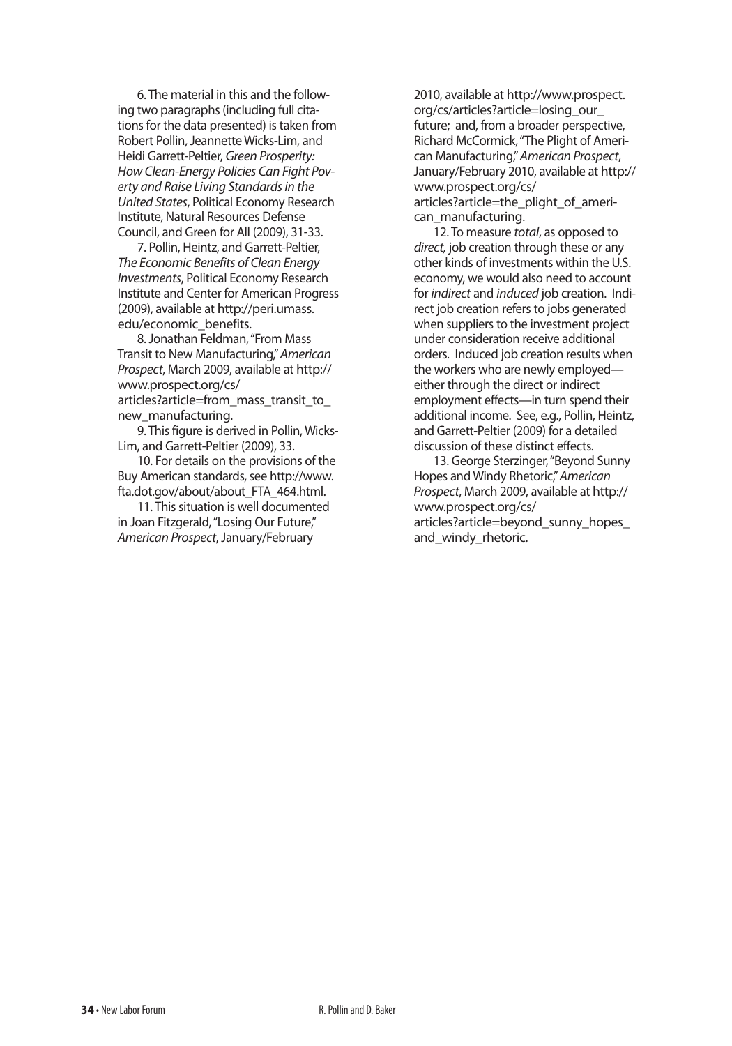6. The material in this and the following two paragraphs (including full citations for the data presented) is taken from Robert Pollin, Jeannette Wicks-Lim, and Heidi Garrett-Peltier, *Green Prosperity: How Clean-Energy Policies Can Fight Poverty and Raise Living Standards in the United States*, Political Economy Research Institute, Natural Resources Defense Council, and Green for All (2009), 31-33.

7. Pollin, Heintz, and Garrett-Peltier, *The Economic Benefits of Clean Energy Investments*, Political Economy Research Institute and Center for American Progress (2009), available at http://peri.umass.edu/economic_benefits.

8. Jonathan Feldman, "From Mass Transit to New Manufacturing," *American Prospect*, March 2009, available at http://www.prospect.org/cs/articles?article=from_mass_transit_to_new_manufacturing.

9. This figure is derived in Pollin, Wicks-Lim, and Garrett-Peltier (2009), 33.

10. For details on the provisions of the Buy American standards, see http://www.fta.dot.gov/about/about_FTA_464.html.

11. This situation is well documented in Joan Fitzgerald, "Losing Our Future," *American Prospect*, January/February 2010, available at http://www.prospect.org/cs/articles?article=losing_our_future; and, from a broader perspective, Richard McCormick, "The Plight of American Manufacturing," *American Prospect*, January/February 2010, available at http://www.prospect.org/cs/articles?article=the_plight_of_american_manufacturing.

12. To measure *total*, as opposed to *direct,* job creation through these or any other kinds of investments within the U.S. economy, we would also need to account for *indirect* and *induced* job creation. Indirect job creation refers to jobs generated when suppliers to the investment project under consideration receive additional orders. Induced job creation results when the workers who are newly employed—either through the direct or indirect employment effects—in turn spend their additional income. See, e.g., Pollin, Heintz, and Garrett-Peltier (2009) for a detailed discussion of these distinct effects.

13. George Sterzinger, "Beyond Sunny Hopes and Windy Rhetoric," *American Prospect*, March 2009, available at http://www.prospect.org/cs/articles?article=beyond_sunny_hopes_and_windy_rhetoric.